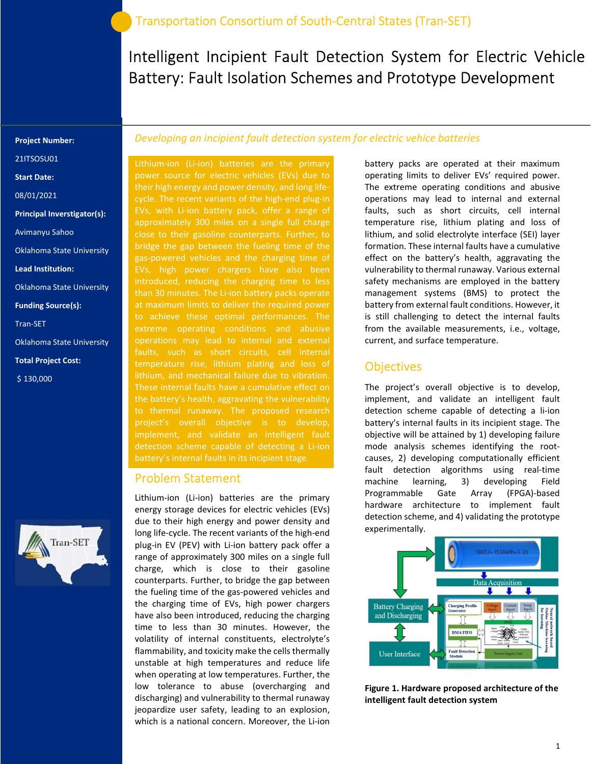Transportation Consortium of South-Central States (Tran-SET)

# Intelligent Incipient Fault Detection System for Electric Vehicle Battery: Fault Isolation Schemes and Prototype Development

**Project Number:**

21ITSOSU01

**Start Date:**

08/01/2021

**Principal Inverstigator(s):**

Avimanyu Sahoo

Oklahoma State University

**Lead Institution:**

Oklahoma State University

**Funding Source(s):**

Tran-SET

Oklahoma State University

**Total Project Cost:**

$ 130,000

*Developing an incipient fault detection system for electric vehice batteries*

Lithium-ion (Li-ion) batteries are the primary power source for electric vehicles (EVs) due to their high energy and power density, and long life-cycle. The recent variants of the high-end plug-in EVs, with Li-ion battery pack, offer a range of approximately 300 miles on a single full charge close to their gasoline counterparts. Further, to bridge the gap between the fueling time of the gas-powered vehicles and the charging time of EVs, high power chargers have also been introduced, reducing the charging time to less than 30 minutes. The Li-ion battery packs operate at maximum limits to deliver the required power to achieve these optimal performances. The extreme operating conditions and abusive operations may lead to internal and external faults, such as short circuits, cell internal temperature rise, lithium plating and loss of lithium, and mechanical failure due to vibration. These internal faults have a cumulative effect on the battery's health, aggravating the vulnerability to thermal runaway. The proposed research project's overall objective is to develop, implement, and validate an intelligent fault detection scheme capable of detecting a Li-ion battery's internal faults in its incipient stage.

## Problem Statement

Lithium-ion (Li-ion) batteries are the primary energy storage devices for electric vehicles (EVs) due to their high energy and power density and long life-cycle. The recent variants of the high-end plug-in EV (PEV) with Li-ion battery pack offer a range of approximately 300 miles on a single full charge, which is close to their gasoline counterparts. Further, to bridge the gap between the fueling time of the gas-powered vehicles and the charging time of EVs, high power chargers have also been introduced, reducing the charging time to less than 30 minutes. However, the volatility of internal constituents, electrolyte's flammability, and toxicity make the cells thermally unstable at high temperatures and reduce life when operating at low temperatures. Further, the low tolerance to abuse (overcharging and discharging) and vulnerability to thermal runaway jeopardize user safety, leading to an explosion, which is a national concern. Moreover, the Li-ion battery packs are operated at their maximum operating limits to deliver EVs' required power. The extreme operating conditions and abusive operations may lead to internal and external faults, such as short circuits, cell internal temperature rise, lithium plating and loss of lithium, and solid electrolyte interface (SEI) layer formation. These internal faults have a cumulative effect on the battery's health, aggravating the vulnerability to thermal runaway. Various external safety mechanisms are employed in the battery management systems (BMS) to protect the battery from external fault conditions. However, it is still challenging to detect the internal faults from the available measurements, i.e., voltage, current, and surface temperature.

## Objectives

The project's overall objective is to develop, implement, and validate an intelligent fault detection scheme capable of detecting a li-ion battery's internal faults in its incipient stage. The objective will be attained by 1) developing failure mode analysis schemes identifying the root-causes, 2) developing computationally efficient fault detection algorithms using real-time machine learning, 3) developing Field Programmable Gate Array (FPGA)-based hardware architecture to implement fault detection scheme, and 4) validating the prototype experimentally.

**Figure 1. Hardware proposed architecture of the intelligent fault detection system**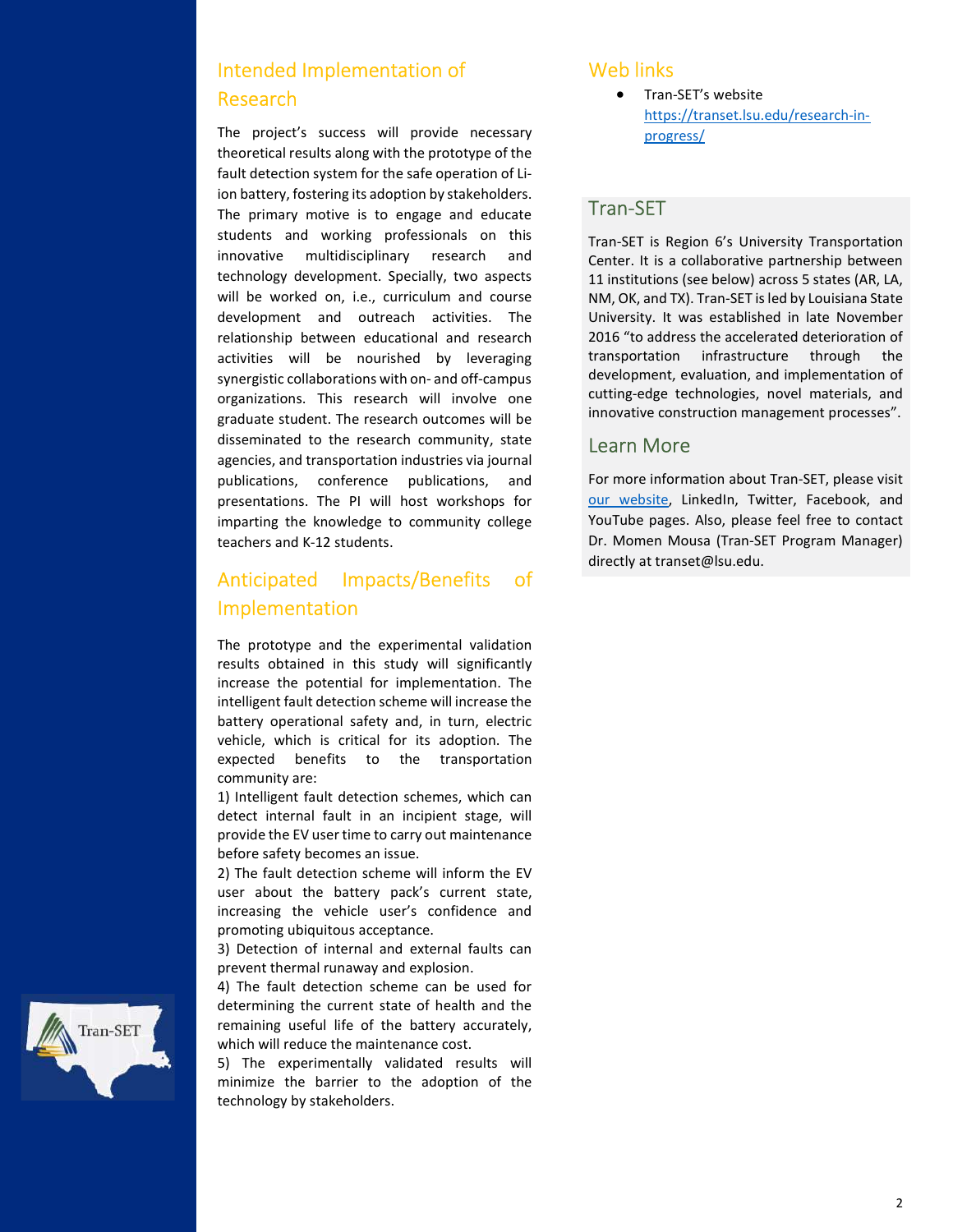## Intended Implementation of Research

The project's success will provide necessary theoretical results along with the prototype of the fault detection system for the safe operation of Li-ion battery, fostering its adoption by stakeholders. The primary motive is to engage and educate students and working professionals on this innovative multidisciplinary research and technology development. Specially, two aspects will be worked on, i.e., curriculum and course development and outreach activities. The relationship between educational and research activities will be nourished by leveraging synergistic collaborations with on- and off-campus organizations. This research will involve one graduate student. The research outcomes will be disseminated to the research community, state agencies, and transportation industries via journal publications, conference publications, and presentations. The PI will host workshops for imparting the knowledge to community college teachers and K-12 students.

## Anticipated Impacts/Benefits of Implementation

The prototype and the experimental validation results obtained in this study will significantly increase the potential for implementation. The intelligent fault detection scheme will increase the battery operational safety and, in turn, electric vehicle, which is critical for its adoption. The expected benefits to the transportation community are:

1) Intelligent fault detection schemes, which can detect internal fault in an incipient stage, will provide the EV user time to carry out maintenance before safety becomes an issue.
2) The fault detection scheme will inform the EV user about the battery pack's current state, increasing the vehicle user's confidence and promoting ubiquitous acceptance.
3) Detection of internal and external faults can prevent thermal runaway and explosion.
4) The fault detection scheme can be used for determining the current state of health and the remaining useful life of the battery accurately, which will reduce the maintenance cost.
5) The experimentally validated results will minimize the barrier to the adoption of the technology by stakeholders.

## Web links

- Tran-SET's website https://transet.lsu.edu/research-in-progress/

## Tran-SET

Tran-SET is Region 6's University Transportation Center. It is a collaborative partnership between 11 institutions (see below) across 5 states (AR, LA, NM, OK, and TX). Tran-SET is led by Louisiana State University. It was established in late November 2016 "to address the accelerated deterioration of transportation infrastructure through the development, evaluation, and implementation of cutting-edge technologies, novel materials, and innovative construction management processes".

## Learn More

For more information about Tran-SET, please visit our website, LinkedIn, Twitter, Facebook, and YouTube pages. Also, please feel free to contact Dr. Momen Mousa (Tran-SET Program Manager) directly at transet@lsu.edu.